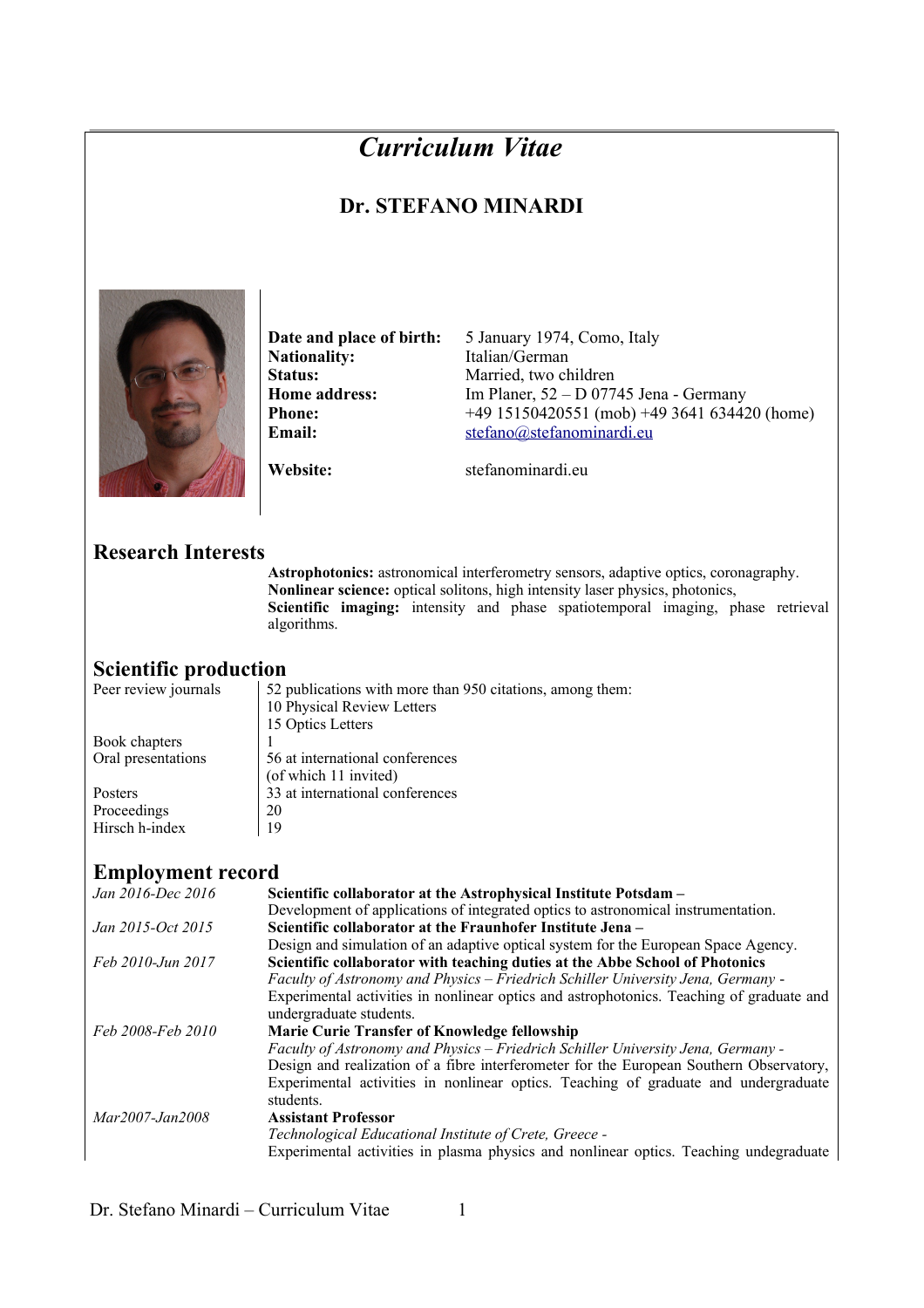# *Curriculum Vitae*

## Dr. STEFANO MINARDI

**Date and place of birth:** 5 January 1974, Como, Italy
**Nationality:** Italian/German
**Status:** Married, two children
**Home address:** Im Planer, 52 – D 07745 Jena - Germany
**Phone:** +49 15150420551 (mob) +49 3641 634420 (home)
**Email:** stefano@stefanominardi.eu

**Website:** stefanominardi.eu

## Research Interests

**Astrophotonics:** astronomical interferometry sensors, adaptive optics, coronagraphy.
**Nonlinear science:** optical solitons, high intensity laser physics, photonics,
**Scientific imaging:** intensity and phase spatiotemporal imaging, phase retrieval algorithms.

## Scientific production

| | |
|---|---|
| Peer review journals | 52 publications with more than 950 citations, among them:<br>10 Physical Review Letters<br>15 Optics Letters |
| Book chapters | 1 |
| Oral presentations | 56 at international conferences<br>(of which 11 invited) |
| Posters | 33 at international conferences |
| Proceedings | 20 |
| Hirsch h-index | 19 |

## Employment record

*Jan 2016-Dec 2016* — **Scientific collaborator at the Astrophysical Institute Potsdam –**
Development of applications of integrated optics to astronomical instrumentation.

*Jan 2015-Oct 2015* — **Scientific collaborator at the Fraunhofer Institute Jena –**
Design and simulation of an adaptive optical system for the European Space Agency.

*Feb 2010-Jun 2017* — **Scientific collaborator with teaching duties at the Abbe School of Photonics**
*Faculty of Astronomy and Physics – Friedrich Schiller University Jena, Germany -*
Experimental activities in nonlinear optics and astrophotonics. Teaching of graduate and undergraduate students.

*Feb 2008-Feb 2010* — **Marie Curie Transfer of Knowledge fellowship**
*Faculty of Astronomy and Physics – Friedrich Schiller University Jena, Germany -*
Design and realization of a fibre interferometer for the European Southern Observatory, Experimental activities in nonlinear optics. Teaching of graduate and undergraduate students.

*Mar2007-Jan2008* — **Assistant Professor**
*Technological Educational Institute of Crete, Greece -*
Experimental activities in plasma physics and nonlinear optics. Teaching undegraduate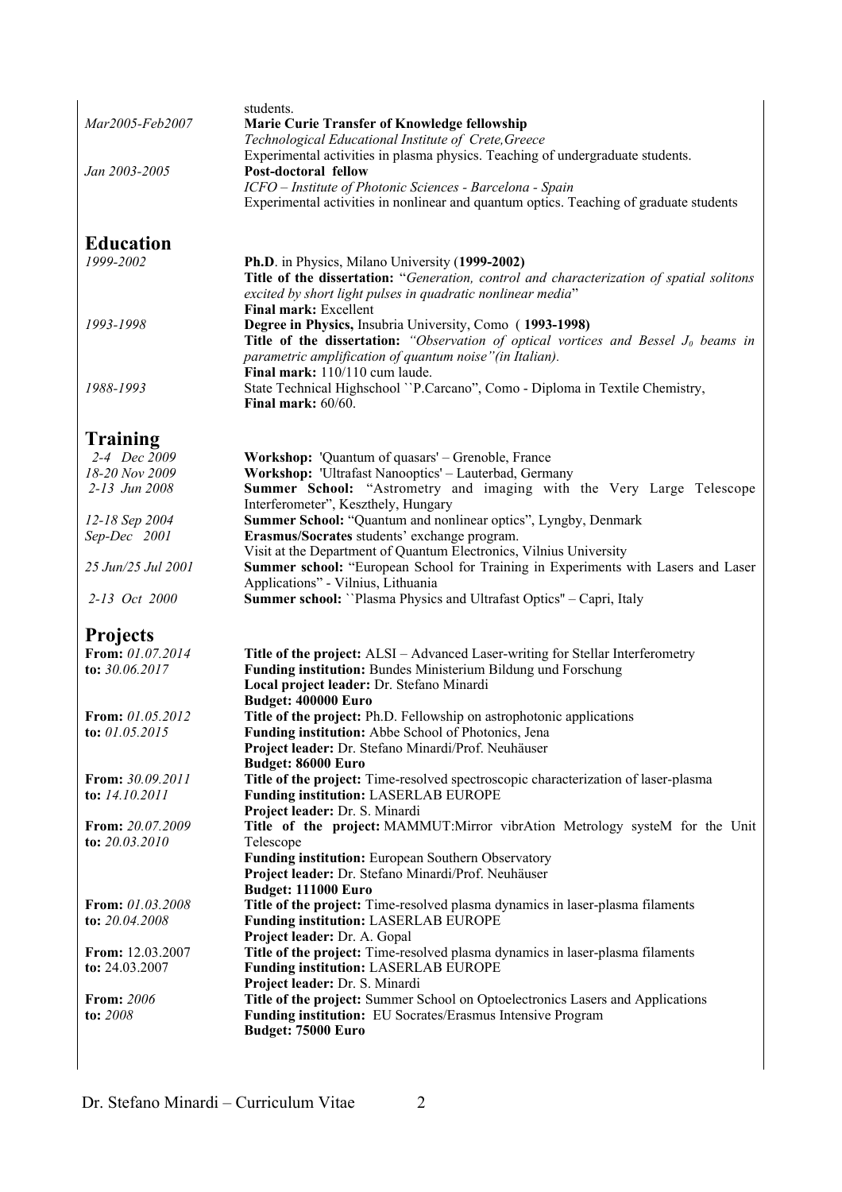students.

*Mar2005-Feb2007* **Marie Curie Transfer of Knowledge fellowship**
*Technological Educational Institute of Crete,Greece*
Experimental activities in plasma physics. Teaching of undergraduate students.

*Jan 2003-2005* **Post-doctoral fellow**
*ICFO – Institute of Photonic Sciences - Barcelona - Spain*
Experimental activities in nonlinear and quantum optics. Teaching of graduate students

# Education

*1999-2002* **Ph.D**. in Physics, Milano University (**1999-2002)**
**Title of the dissertation:** "*Generation, control and characterization of spatial solitons excited by short light pulses in quadratic nonlinear media*"
**Final mark:** Excellent

*1993-1998* **Degree in Physics,** Insubria University, Como ( **1993-1998)**
**Title of the dissertation:** *"Observation of optical vortices and Bessel $J_0$ beams in parametric amplification of quantum noise"(in Italian).*
**Final mark:** 110/110 cum laude.

*1988-1993* State Technical Highschool ``P.Carcano", Como - Diploma in Textile Chemistry,
**Final mark:** 60/60.

# Training

*2-4 Dec 2009* **Workshop:** 'Quantum of quasars' – Grenoble, France

*18-20 Nov 2009* **Workshop:** 'Ultrafast Nanooptics' – Lauterbad, Germany

*2-13 Jun 2008* **Summer School:** "Astrometry and imaging with the Very Large Telescope Interferometer", Keszthely, Hungary

*12-18 Sep 2004* **Summer School:** "Quantum and nonlinear optics", Lyngby, Denmark

*Sep-Dec 2001* **Erasmus/Socrates** students' exchange program.
Visit at the Department of Quantum Electronics, Vilnius University

*25 Jun/25 Jul 2001* **Summer school:** "European School for Training in Experiments with Lasers and Laser Applications" - Vilnius, Lithuania

*2-13 Oct 2000* **Summer school:** ``Plasma Physics and Ultrafast Optics'' – Capri, Italy

# Projects

**From:** *01.07.2014*
**to:** *30.06.2017*
**Title of the project:** ALSI – Advanced Laser-writing for Stellar Interferometry
**Funding institution:** Bundes Ministerium Bildung und Forschung
**Local project leader:** Dr. Stefano Minardi
**Budget: 400000 Euro**

**From:** *01.05.2012*
**to:** *01.05.2015*
**Title of the project:** Ph.D. Fellowship on astrophotonic applications
**Funding institution:** Abbe School of Photonics, Jena
**Project leader:** Dr. Stefano Minardi/Prof. Neuhäuser
**Budget: 86000 Euro**

**From:** *30.09.2011*
**to:** *14.10.2011*
**Title of the project:** Time-resolved spectroscopic characterization of laser-plasma
**Funding institution:** LASERLAB EUROPE
**Project leader:** Dr. S. Minardi

**From:** *20.07.2009*
**to:** *20.03.2010*
**Title of the project:** MAMMUT:Mirror vibrAtion Metrology systeM for the Unit Telescope
**Funding institution:** European Southern Observatory
**Project leader:** Dr. Stefano Minardi/Prof. Neuhäuser
**Budget: 111000 Euro**

**From:** *01.03.2008*
**to:** *20.04.2008*
**Title of the project:** Time-resolved plasma dynamics in laser-plasma filaments
**Funding institution:** LASERLAB EUROPE
**Project leader:** Dr. A. Gopal

**From:** 12.03.2007
**to:** 24.03.2007
**Title of the project:** Time-resolved plasma dynamics in laser-plasma filaments
**Funding institution:** LASERLAB EUROPE
**Project leader:** Dr. S. Minardi

**From:** *2006*
**to:** *2008*
**Title of the project:** Summer School on Optoelectronics Lasers and Applications
**Funding institution:** EU Socrates/Erasmus Intensive Program
**Budget: 75000 Euro**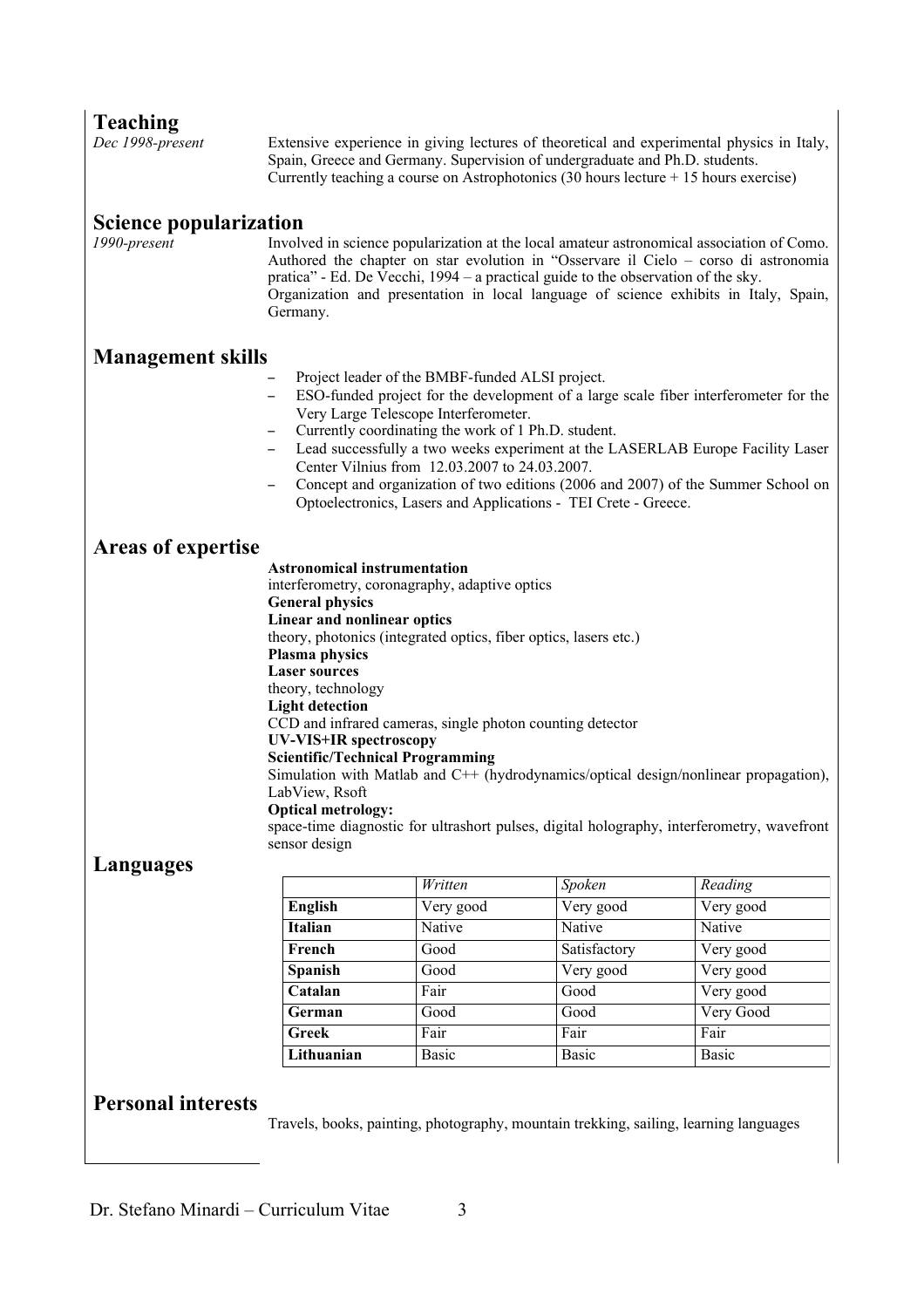## Teaching

*Dec 1998-present*

Extensive experience in giving lectures of theoretical and experimental physics in Italy, Spain, Greece and Germany. Supervision of undergraduate and Ph.D. students.
Currently teaching a course on Astrophotonics (30 hours lecture + 15 hours exercise)

## Science popularization

*1990-present*

Involved in science popularization at the local amateur astronomical association of Como. Authored the chapter on star evolution in "Osservare il Cielo – corso di astronomia pratica" - Ed. De Vecchi, 1994 – a practical guide to the observation of the sky.
Organization and presentation in local language of science exhibits in Italy, Spain, Germany.

## Management skills

- Project leader of the BMBF-funded ALSI project.
- ESO-funded project for the development of a large scale fiber interferometer for the Very Large Telescope Interferometer.
- Currently coordinating the work of 1 Ph.D. student.
- Lead successfully a two weeks experiment at the LASERLAB Europe Facility Laser Center Vilnius from 12.03.2007 to 24.03.2007.
- Concept and organization of two editions (2006 and 2007) of the Summer School on Optoelectronics, Lasers and Applications - TEI Crete - Greece.

## Areas of expertise

**Astronomical instrumentation**
interferometry, coronagraphy, adaptive optics
**General physics**
**Linear and nonlinear optics**
theory, photonics (integrated optics, fiber optics, lasers etc.)
**Plasma physics**
**Laser sources**
theory, technology
**Light detection**
CCD and infrared cameras, single photon counting detector
**UV-VIS+IR spectroscopy**
**Scientific/Technical Programming**
Simulation with Matlab and C++ (hydrodynamics/optical design/nonlinear propagation), LabView, Rsoft
**Optical metrology:**
space-time diagnostic for ultrashort pulses, digital holography, interferometry, wavefront sensor design

## Languages

| | *Written* | *Spoken* | *Reading* |
|---|---|---|---|
| **English** | Very good | Very good | Very good |
| **Italian** | Native | Native | Native |
| **French** | Good | Satisfactory | Very good |
| **Spanish** | Good | Very good | Very good |
| **Catalan** | Fair | Good | Very good |
| **German** | Good | Good | Very Good |
| **Greek** | Fair | Fair | Fair |
| **Lithuanian** | Basic | Basic | Basic |

## Personal interests

Travels, books, painting, photography, mountain trekking, sailing, learning languages